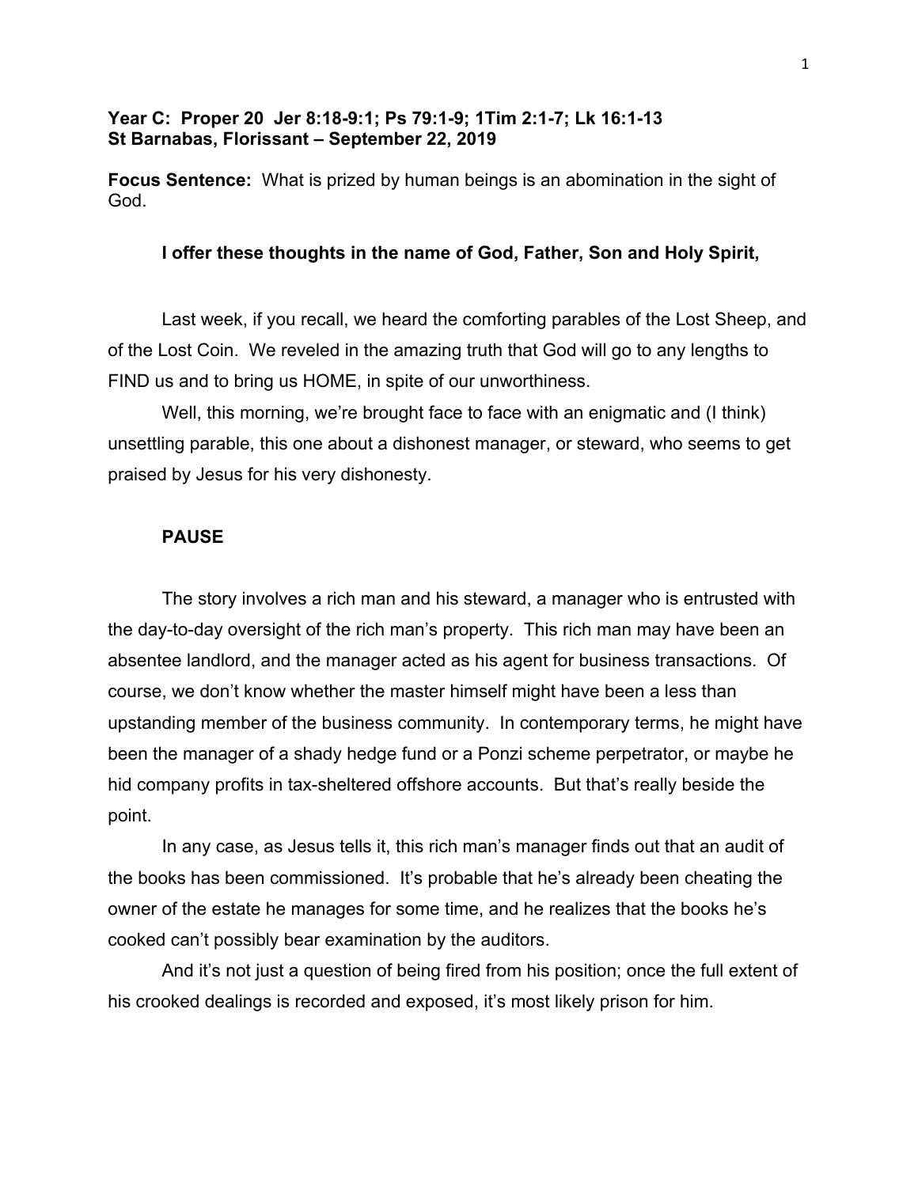**Year C: Proper 20 Jer 8:18-9:1; Ps 79:1-9; 1Tim 2:1-7; Lk 16:1-13**
**St Barnabas, Florissant – September 22, 2019**

**Focus Sentence:** What is prized by human beings is an abomination in the sight of God.

**I offer these thoughts in the name of God, Father, Son and Holy Spirit,**

Last week, if you recall, we heard the comforting parables of the Lost Sheep, and of the Lost Coin. We reveled in the amazing truth that God will go to any lengths to FIND us and to bring us HOME, in spite of our unworthiness.

Well, this morning, we're brought face to face with an enigmatic and (I think) unsettling parable, this one about a dishonest manager, or steward, who seems to get praised by Jesus for his very dishonesty.

**PAUSE**

The story involves a rich man and his steward, a manager who is entrusted with the day-to-day oversight of the rich man's property. This rich man may have been an absentee landlord, and the manager acted as his agent for business transactions. Of course, we don't know whether the master himself might have been a less than upstanding member of the business community. In contemporary terms, he might have been the manager of a shady hedge fund or a Ponzi scheme perpetrator, or maybe he hid company profits in tax-sheltered offshore accounts. But that's really beside the point.

In any case, as Jesus tells it, this rich man's manager finds out that an audit of the books has been commissioned. It's probable that he's already been cheating the owner of the estate he manages for some time, and he realizes that the books he's cooked can't possibly bear examination by the auditors.

And it's not just a question of being fired from his position; once the full extent of his crooked dealings is recorded and exposed, it's most likely prison for him.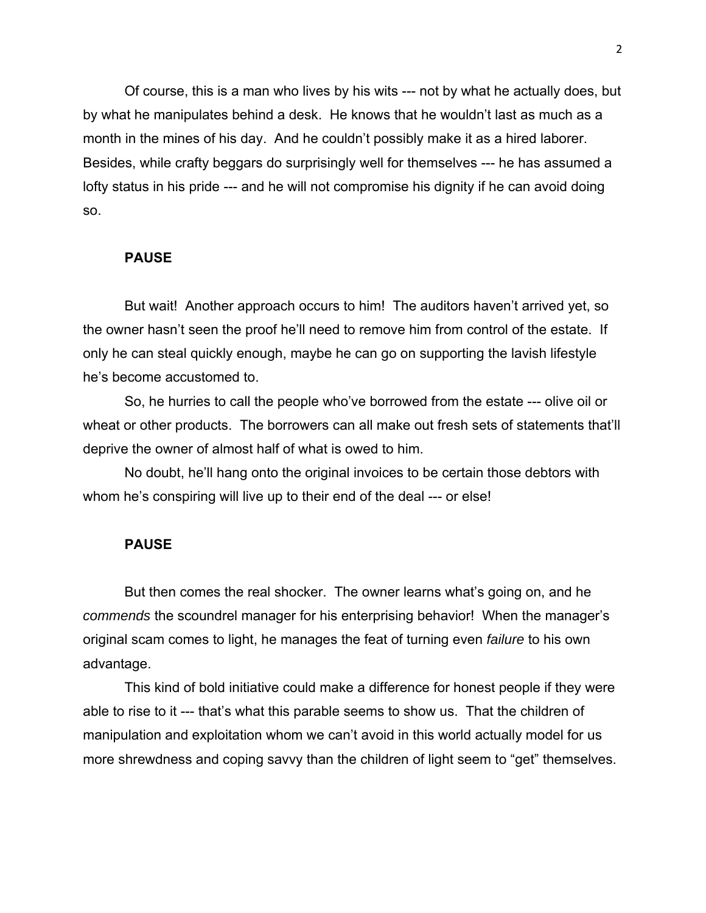Of course, this is a man who lives by his wits --- not by what he actually does, but by what he manipulates behind a desk. He knows that he wouldn't last as much as a month in the mines of his day. And he couldn't possibly make it as a hired laborer. Besides, while crafty beggars do surprisingly well for themselves --- he has assumed a lofty status in his pride --- and he will not compromise his dignity if he can avoid doing so.

**PAUSE**

But wait! Another approach occurs to him! The auditors haven't arrived yet, so the owner hasn't seen the proof he'll need to remove him from control of the estate. If only he can steal quickly enough, maybe he can go on supporting the lavish lifestyle he's become accustomed to.

So, he hurries to call the people who've borrowed from the estate --- olive oil or wheat or other products. The borrowers can all make out fresh sets of statements that'll deprive the owner of almost half of what is owed to him.

No doubt, he'll hang onto the original invoices to be certain those debtors with whom he's conspiring will live up to their end of the deal --- or else!

**PAUSE**

But then comes the real shocker. The owner learns what's going on, and he *commends* the scoundrel manager for his enterprising behavior! When the manager's original scam comes to light, he manages the feat of turning even *failure* to his own advantage.

This kind of bold initiative could make a difference for honest people if they were able to rise to it --- that's what this parable seems to show us. That the children of manipulation and exploitation whom we can't avoid in this world actually model for us more shrewdness and coping savvy than the children of light seem to "get" themselves.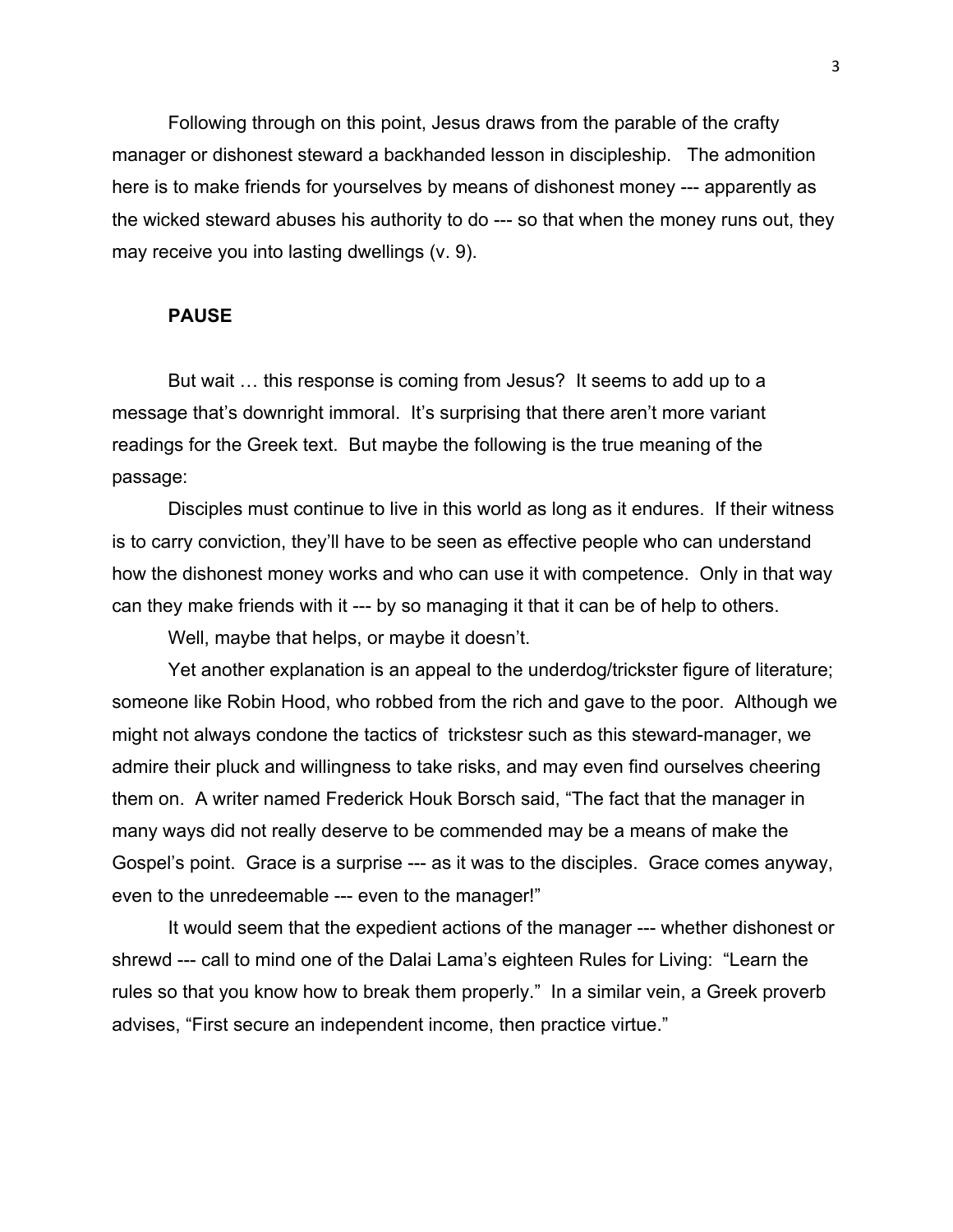Following through on this point, Jesus draws from the parable of the crafty manager or dishonest steward a backhanded lesson in discipleship. The admonition here is to make friends for yourselves by means of dishonest money --- apparently as the wicked steward abuses his authority to do --- so that when the money runs out, they may receive you into lasting dwellings (v. 9).

**PAUSE**

But wait … this response is coming from Jesus? It seems to add up to a message that's downright immoral. It's surprising that there aren't more variant readings for the Greek text. But maybe the following is the true meaning of the passage:

Disciples must continue to live in this world as long as it endures. If their witness is to carry conviction, they'll have to be seen as effective people who can understand how the dishonest money works and who can use it with competence. Only in that way can they make friends with it --- by so managing it that it can be of help to others.

Well, maybe that helps, or maybe it doesn't.

Yet another explanation is an appeal to the underdog/trickster figure of literature; someone like Robin Hood, who robbed from the rich and gave to the poor. Although we might not always condone the tactics of trickstesr such as this steward-manager, we admire their pluck and willingness to take risks, and may even find ourselves cheering them on. A writer named Frederick Houk Borsch said, "The fact that the manager in many ways did not really deserve to be commended may be a means of make the Gospel's point. Grace is a surprise --- as it was to the disciples. Grace comes anyway, even to the unredeemable --- even to the manager!"

It would seem that the expedient actions of the manager --- whether dishonest or shrewd --- call to mind one of the Dalai Lama's eighteen Rules for Living: "Learn the rules so that you know how to break them properly." In a similar vein, a Greek proverb advises, "First secure an independent income, then practice virtue."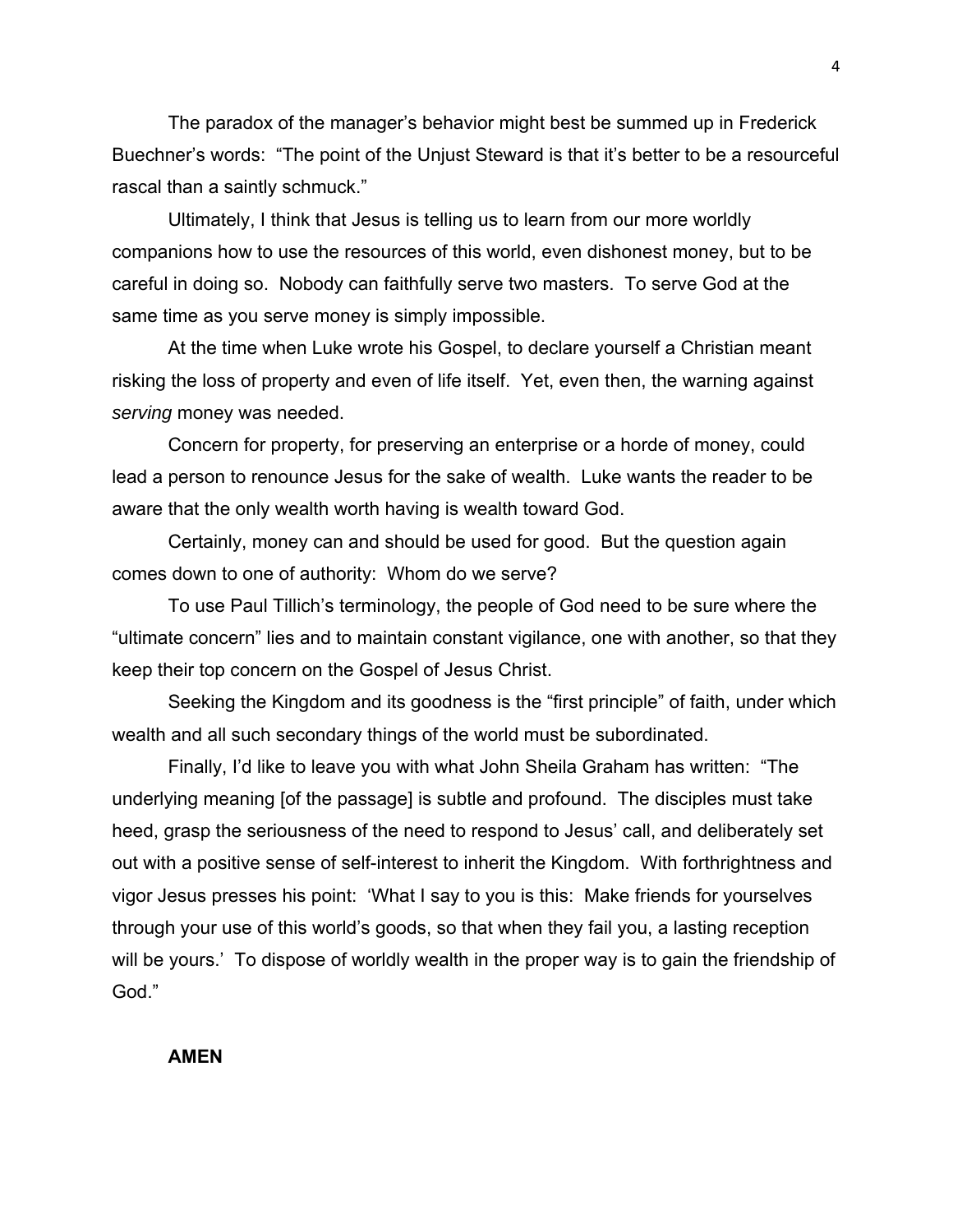The paradox of the manager's behavior might best be summed up in Frederick Buechner's words: "The point of the Unjust Steward is that it's better to be a resourceful rascal than a saintly schmuck."

Ultimately, I think that Jesus is telling us to learn from our more worldly companions how to use the resources of this world, even dishonest money, but to be careful in doing so. Nobody can faithfully serve two masters. To serve God at the same time as you serve money is simply impossible.

At the time when Luke wrote his Gospel, to declare yourself a Christian meant risking the loss of property and even of life itself. Yet, even then, the warning against *serving* money was needed.

Concern for property, for preserving an enterprise or a horde of money, could lead a person to renounce Jesus for the sake of wealth. Luke wants the reader to be aware that the only wealth worth having is wealth toward God.

Certainly, money can and should be used for good. But the question again comes down to one of authority: Whom do we serve?

To use Paul Tillich's terminology, the people of God need to be sure where the "ultimate concern" lies and to maintain constant vigilance, one with another, so that they keep their top concern on the Gospel of Jesus Christ.

Seeking the Kingdom and its goodness is the "first principle" of faith, under which wealth and all such secondary things of the world must be subordinated.

Finally, I'd like to leave you with what John Sheila Graham has written: "The underlying meaning [of the passage] is subtle and profound. The disciples must take heed, grasp the seriousness of the need to respond to Jesus' call, and deliberately set out with a positive sense of self-interest to inherit the Kingdom. With forthrightness and vigor Jesus presses his point: 'What I say to you is this: Make friends for yourselves through your use of this world's goods, so that when they fail you, a lasting reception will be yours.' To dispose of worldly wealth in the proper way is to gain the friendship of God."

**AMEN**